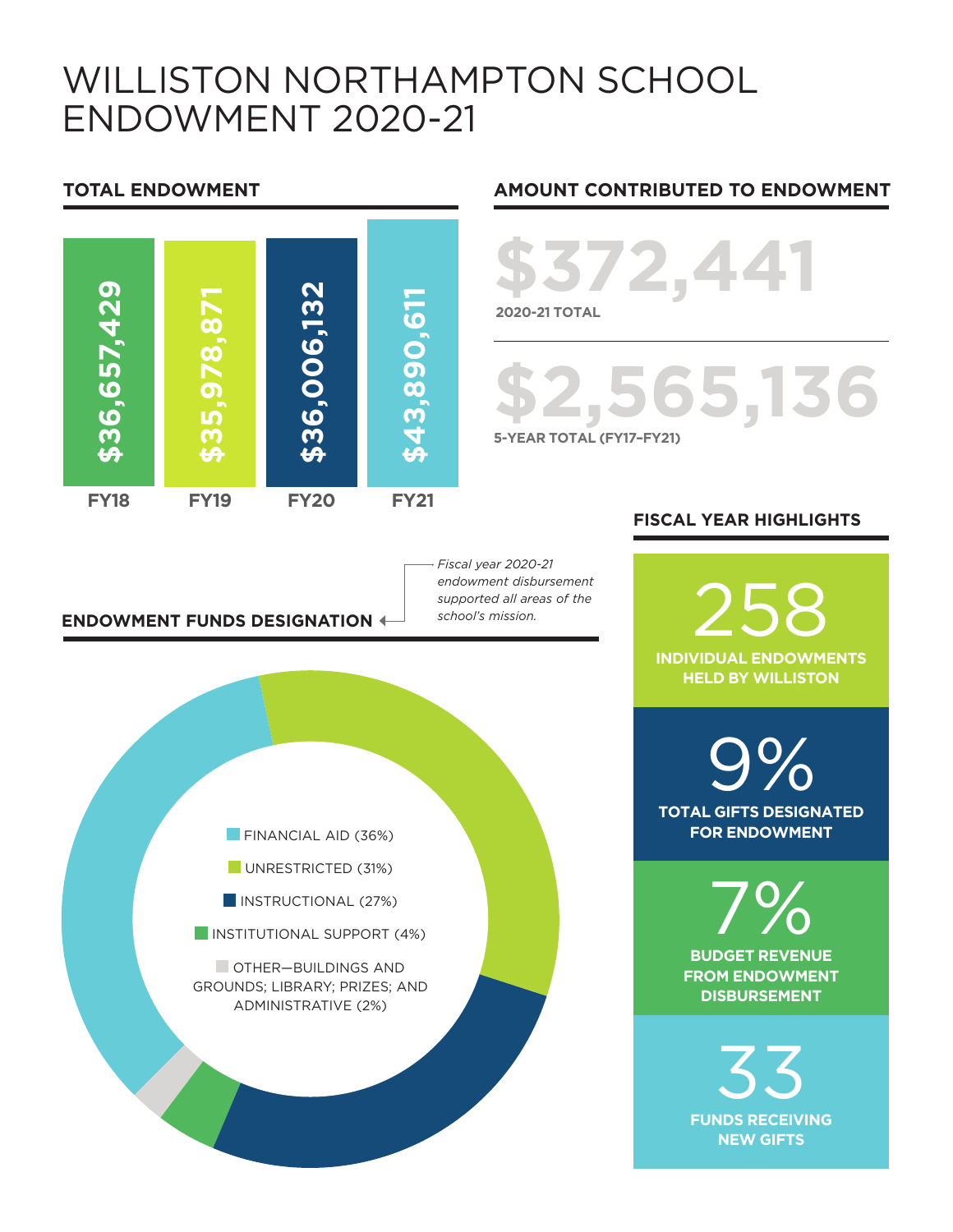# WILLISTON NORTHAMPTON SCHOOL ENDOWMENT 2020-21

## TOTAL ENDOWMENT

| FY18 | FY19 | FY20 | FY21 |
|---|---|---|---|
| $36,657,429 | $35,978,871 | $36,006,132 | $43,890,611 |

## AMOUNT CONTRIBUTED TO ENDOWMENT

**$372,441**
2020-21 TOTAL

**$2,565,136**
5-YEAR TOTAL (FY17–FY21)

## ENDOWMENT FUNDS DESIGNATION

*Fiscal year 2020-21 endowment disbursement supported all areas of the school's mission.*

- FINANCIAL AID (36%)
- UNRESTRICTED (31%)
- INSTRUCTIONAL (27%)
- INSTITUTIONAL SUPPORT (4%)
- OTHER—BUILDINGS AND GROUNDS; LIBRARY; PRIZES; AND ADMINISTRATIVE (2%)

## FISCAL YEAR HIGHLIGHTS

**258**
INDIVIDUAL ENDOWMENTS HELD BY WILLISTON

**9%**
TOTAL GIFTS DESIGNATED FOR ENDOWMENT

**7%**
BUDGET REVENUE FROM ENDOWMENT DISBURSEMENT

**33**
FUNDS RECEIVING NEW GIFTS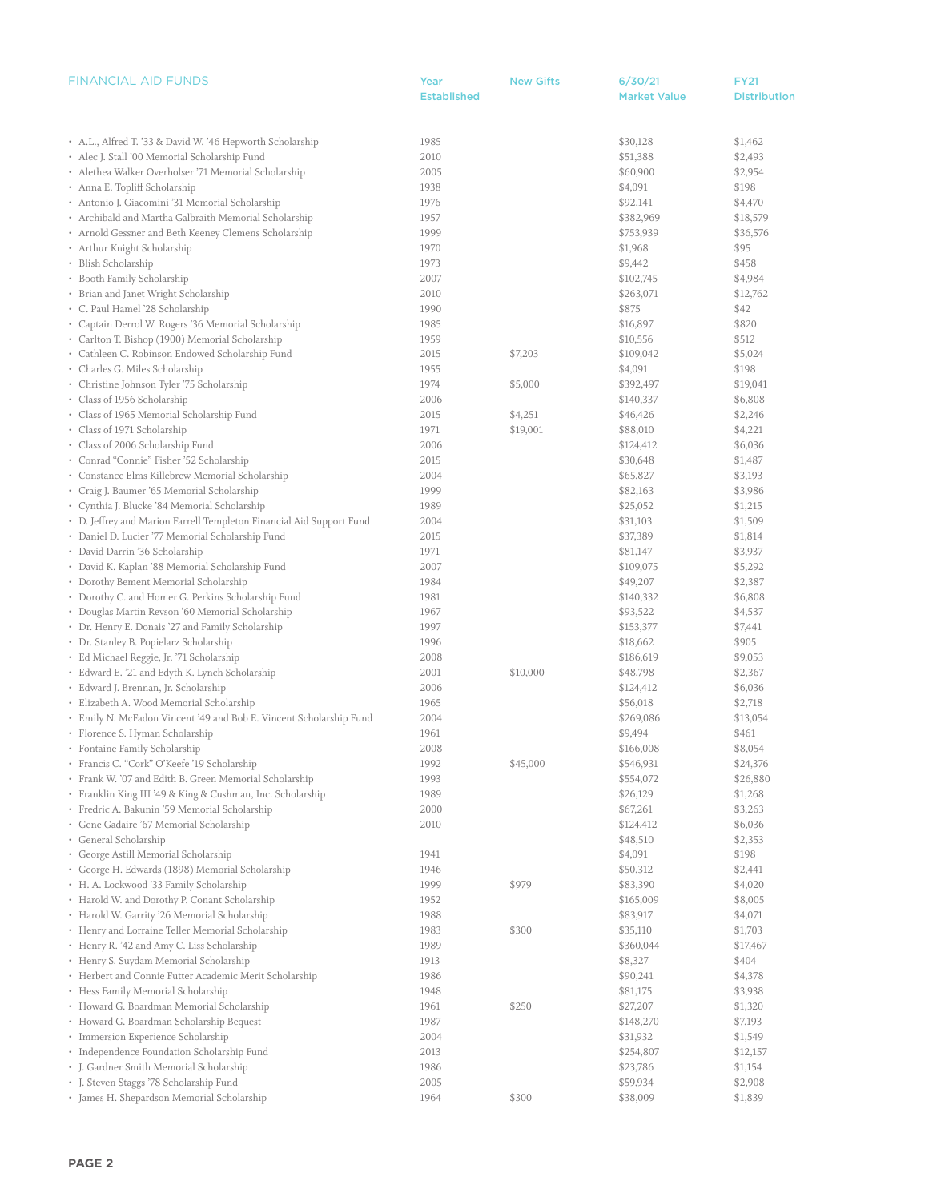| FINANCIAL AID FUNDS | Year Established | New Gifts | 6/30/21 Market Value | FY21 Distribution |
|---|---|---|---|---|
| • A.L., Alfred T. '33 & David W. '46 Hepworth Scholarship | 1985 | | $30,128 | $1,462 |
| • Alec J. Stall '00 Memorial Scholarship Fund | 2010 | | $51,388 | $2,493 |
| • Alethea Walker Overholser '71 Memorial Scholarship | 2005 | | $60,900 | $2,954 |
| • Anna E. Topliff Scholarship | 1938 | | $4,091 | $198 |
| • Antonio J. Giacomini '31 Memorial Scholarship | 1976 | | $92,141 | $4,470 |
| • Archibald and Martha Galbraith Memorial Scholarship | 1957 | | $382,969 | $18,579 |
| • Arnold Gessner and Beth Keeney Clemens Scholarship | 1999 | | $753,939 | $36,576 |
| • Arthur Knight Scholarship | 1970 | | $1,968 | $95 |
| • Blish Scholarship | 1973 | | $9,442 | $458 |
| • Booth Family Scholarship | 2007 | | $102,745 | $4,984 |
| • Brian and Janet Wright Scholarship | 2010 | | $263,071 | $12,762 |
| • C. Paul Hamel '28 Scholarship | 1990 | | $875 | $42 |
| • Captain Derrol W. Rogers '36 Memorial Scholarship | 1985 | | $16,897 | $820 |
| • Carlton T. Bishop (1900) Memorial Scholarship | 1959 | | $10,556 | $512 |
| • Cathleen C. Robinson Endowed Scholarship Fund | 2015 | $7,203 | $109,042 | $5,024 |
| • Charles G. Miles Scholarship | 1955 | | $4,091 | $198 |
| • Christine Johnson Tyler '75 Scholarship | 1974 | $5,000 | $392,497 | $19,041 |
| • Class of 1956 Scholarship | 2006 | | $140,337 | $6,808 |
| • Class of 1965 Memorial Scholarship Fund | 2015 | $4,251 | $46,426 | $2,246 |
| • Class of 1971 Scholarship | 1971 | $19,001 | $88,010 | $4,221 |
| • Class of 2006 Scholarship Fund | 2006 | | $124,412 | $6,036 |
| • Conrad "Connie" Fisher '52 Scholarship | 2015 | | $30,648 | $1,487 |
| • Constance Elms Killebrew Memorial Scholarship | 2004 | | $65,827 | $3,193 |
| • Craig J. Baumer '65 Memorial Scholarship | 1999 | | $82,163 | $3,986 |
| • Cynthia J. Blucke '84 Memorial Scholarship | 1989 | | $25,052 | $1,215 |
| • D. Jeffrey and Marion Farrell Templeton Financial Aid Support Fund | 2004 | | $31,103 | $1,509 |
| • Daniel D. Lucier '77 Memorial Scholarship Fund | 2015 | | $37,389 | $1,814 |
| • David Darrin '36 Scholarship | 1971 | | $81,147 | $3,937 |
| • David K. Kaplan '88 Memorial Scholarship Fund | 2007 | | $109,075 | $5,292 |
| • Dorothy Bement Memorial Scholarship | 1984 | | $49,207 | $2,387 |
| • Dorothy C. and Homer G. Perkins Scholarship Fund | 1981 | | $140,332 | $6,808 |
| • Douglas Martin Revson '60 Memorial Scholarship | 1967 | | $93,522 | $4,537 |
| • Dr. Henry E. Donais '27 and Family Scholarship | 1997 | | $153,377 | $7,441 |
| • Dr. Stanley B. Popielarz Scholarship | 1996 | | $18,662 | $905 |
| • Ed Michael Reggie, Jr. '71 Scholarship | 2008 | | $186,619 | $9,053 |
| • Edward E. '21 and Edyth K. Lynch Scholarship | 2001 | $10,000 | $48,798 | $2,367 |
| • Edward J. Brennan, Jr. Scholarship | 2006 | | $124,412 | $6,036 |
| • Elizabeth A. Wood Memorial Scholarship | 1965 | | $56,018 | $2,718 |
| • Emily N. McFadon Vincent '49 and Bob E. Vincent Scholarship Fund | 2004 | | $269,086 | $13,054 |
| • Florence S. Hyman Scholarship | 1961 | | $9,494 | $461 |
| • Fontaine Family Scholarship | 2008 | | $166,008 | $8,054 |
| • Francis C. "Cork" O'Keefe '19 Scholarship | 1992 | $45,000 | $546,931 | $24,376 |
| • Frank W. '07 and Edith B. Green Memorial Scholarship | 1993 | | $554,072 | $26,880 |
| • Franklin King III '49 & King & Cushman, Inc. Scholarship | 1989 | | $26,129 | $1,268 |
| • Fredric A. Bakunin '59 Memorial Scholarship | 2000 | | $67,261 | $3,263 |
| • Gene Gadaire '67 Memorial Scholarship | 2010 | | $124,412 | $6,036 |
| • General Scholarship | | | $48,510 | $2,353 |
| • George Astill Memorial Scholarship | 1941 | | $4,091 | $198 |
| • George H. Edwards (1898) Memorial Scholarship | 1946 | | $50,312 | $2,441 |
| • H. A. Lockwood '33 Family Scholarship | 1999 | $979 | $83,390 | $4,020 |
| • Harold W. and Dorothy P. Conant Scholarship | 1952 | | $165,009 | $8,005 |
| • Harold W. Garrity '26 Memorial Scholarship | 1988 | | $83,917 | $4,071 |
| • Henry and Lorraine Teller Memorial Scholarship | 1983 | $300 | $35,110 | $1,703 |
| • Henry R. '42 and Amy C. Liss Scholarship | 1989 | | $360,044 | $17,467 |
| • Henry S. Suydam Memorial Scholarship | 1913 | | $8,327 | $404 |
| • Herbert and Connie Futter Academic Merit Scholarship | 1986 | | $90,241 | $4,378 |
| • Hess Family Memorial Scholarship | 1948 | | $81,175 | $3,938 |
| • Howard G. Boardman Memorial Scholarship | 1961 | $250 | $27,207 | $1,320 |
| • Howard G. Boardman Scholarship Bequest | 1987 | | $148,270 | $7,193 |
| • Immersion Experience Scholarship | 2004 | | $31,932 | $1,549 |
| • Independence Foundation Scholarship Fund | 2013 | | $254,807 | $12,157 |
| • J. Gardner Smith Memorial Scholarship | 1986 | | $23,786 | $1,154 |
| • J. Steven Staggs '78 Scholarship Fund | 2005 | | $59,934 | $2,908 |
| • James H. Shepardson Memorial Scholarship | 1964 | $300 | $38,009 | $1,839 |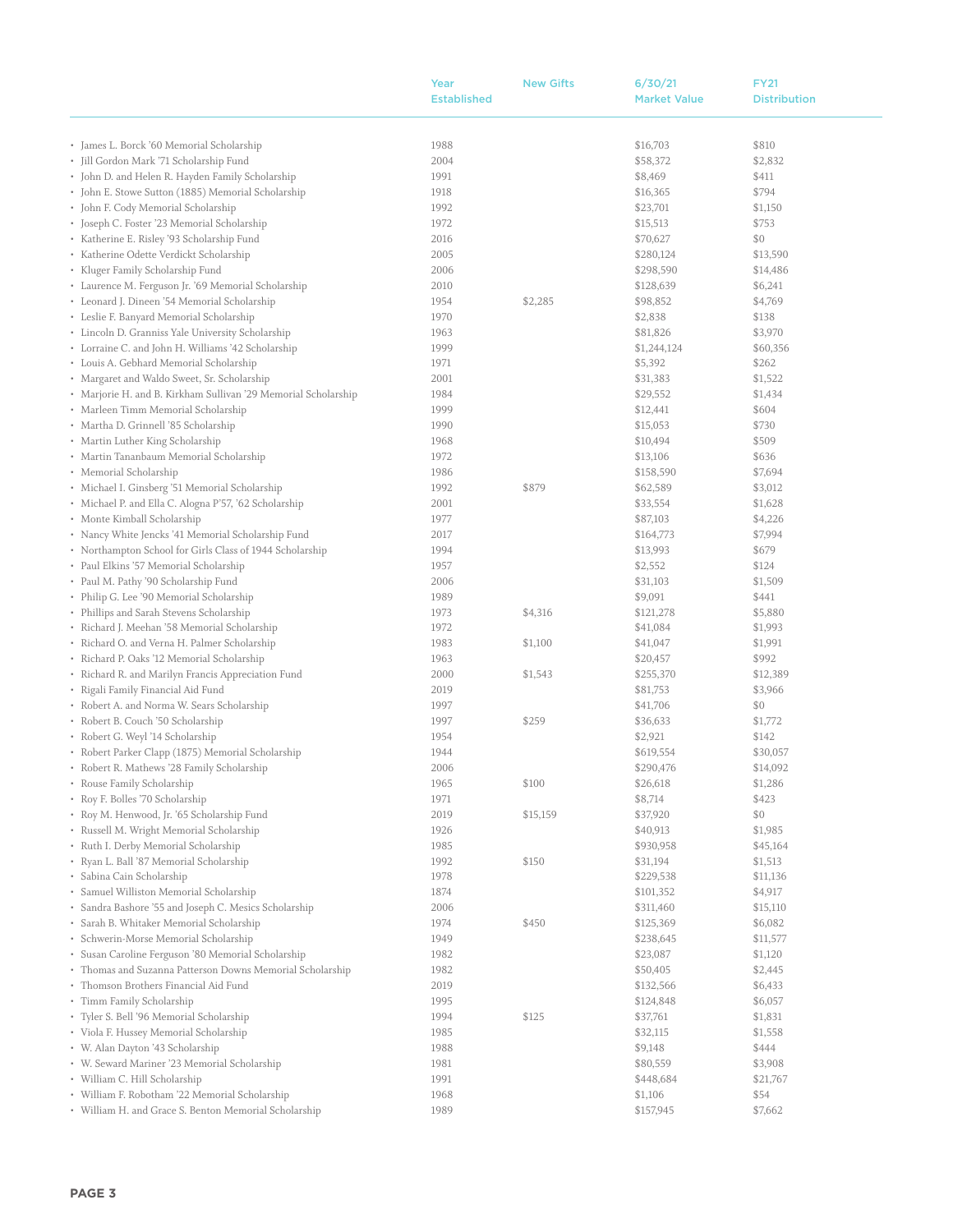| | Year Established | New Gifts | 6/30/21 Market Value | FY21 Distribution |
|---|---|---|---|---|
| • James L. Borck '60 Memorial Scholarship | 1988 | | $16,703 | $810 |
| • Jill Gordon Mark '71 Scholarship Fund | 2004 | | $58,372 | $2,832 |
| • John D. and Helen R. Hayden Family Scholarship | 1991 | | $8,469 | $411 |
| • John E. Stowe Sutton (1885) Memorial Scholarship | 1918 | | $16,365 | $794 |
| • John F. Cody Memorial Scholarship | 1992 | | $23,701 | $1,150 |
| • Joseph C. Foster '23 Memorial Scholarship | 1972 | | $15,513 | $753 |
| • Katherine E. Risley '93 Scholarship Fund | 2016 | | $70,627 | $0 |
| • Katherine Odette Verdickt Scholarship | 2005 | | $280,124 | $13,590 |
| • Kluger Family Scholarship Fund | 2006 | | $298,590 | $14,486 |
| • Laurence M. Ferguson Jr. '69 Memorial Scholarship | 2010 | | $128,639 | $6,241 |
| • Leonard J. Dineen '54 Memorial Scholarship | 1954 | $2,285 | $98,852 | $4,769 |
| • Leslie F. Banyard Memorial Scholarship | 1970 | | $2,838 | $138 |
| • Lincoln D. Granniss Yale University Scholarship | 1963 | | $81,826 | $3,970 |
| • Lorraine C. and John H. Williams '42 Scholarship | 1999 | | $1,244,124 | $60,356 |
| • Louis A. Gebhard Memorial Scholarship | 1971 | | $5,392 | $262 |
| • Margaret and Waldo Sweet, Sr. Scholarship | 2001 | | $31,383 | $1,522 |
| • Marjorie H. and B. Kirkham Sullivan '29 Memorial Scholarship | 1984 | | $29,552 | $1,434 |
| • Marleen Timm Memorial Scholarship | 1999 | | $12,441 | $604 |
| • Martha D. Grinnell '85 Scholarship | 1990 | | $15,053 | $730 |
| • Martin Luther King Scholarship | 1968 | | $10,494 | $509 |
| • Martin Tananbaum Memorial Scholarship | 1972 | | $13,106 | $636 |
| • Memorial Scholarship | 1986 | | $158,590 | $7,694 |
| • Michael I. Ginsberg '51 Memorial Scholarship | 1992 | $879 | $62,589 | $3,012 |
| • Michael P. and Ella C. Alogna P'57, '62 Scholarship | 2001 | | $33,554 | $1,628 |
| • Monte Kimball Scholarship | 1977 | | $87,103 | $4,226 |
| • Nancy White Jencks '41 Memorial Scholarship Fund | 2017 | | $164,773 | $7,994 |
| • Northampton School for Girls Class of 1944 Scholarship | 1994 | | $13,993 | $679 |
| • Paul Elkins '57 Memorial Scholarship | 1957 | | $2,552 | $124 |
| • Paul M. Pathy '90 Scholarship Fund | 2006 | | $31,103 | $1,509 |
| • Philip G. Lee '90 Memorial Scholarship | 1989 | | $9,091 | $441 |
| • Phillips and Sarah Stevens Scholarship | 1973 | $4,316 | $121,278 | $5,880 |
| • Richard J. Meehan '58 Memorial Scholarship | 1972 | | $41,084 | $1,993 |
| • Richard O. and Verna H. Palmer Scholarship | 1983 | $1,100 | $41,047 | $1,991 |
| • Richard P. Oaks '12 Memorial Scholarship | 1963 | | $20,457 | $992 |
| • Richard R. and Marilyn Francis Appreciation Fund | 2000 | $1,543 | $255,370 | $12,389 |
| • Rigali Family Financial Aid Fund | 2019 | | $81,753 | $3,966 |
| • Robert A. and Norma W. Sears Scholarship | 1997 | | $41,706 | $0 |
| • Robert B. Couch '50 Scholarship | 1997 | $259 | $36,633 | $1,772 |
| • Robert G. Weyl '14 Scholarship | 1954 | | $2,921 | $142 |
| • Robert Parker Clapp (1875) Memorial Scholarship | 1944 | | $619,554 | $30,057 |
| • Robert R. Mathews '28 Family Scholarship | 2006 | | $290,476 | $14,092 |
| • Rouse Family Scholarship | 1965 | $100 | $26,618 | $1,286 |
| • Roy F. Bolles '70 Scholarship | 1971 | | $8,714 | $423 |
| • Roy M. Henwood, Jr. '65 Scholarship Fund | 2019 | $15,159 | $37,920 | $0 |
| • Russell M. Wright Memorial Scholarship | 1926 | | $40,913 | $1,985 |
| • Ruth I. Derby Memorial Scholarship | 1985 | | $930,958 | $45,164 |
| • Ryan L. Ball '87 Memorial Scholarship | 1992 | $150 | $31,194 | $1,513 |
| • Sabina Cain Scholarship | 1978 | | $229,538 | $11,136 |
| • Samuel Williston Memorial Scholarship | 1874 | | $101,352 | $4,917 |
| • Sandra Bashore '55 and Joseph C. Mesics Scholarship | 2006 | | $311,460 | $15,110 |
| • Sarah B. Whitaker Memorial Scholarship | 1974 | $450 | $125,369 | $6,082 |
| • Schwerin-Morse Memorial Scholarship | 1949 | | $238,645 | $11,577 |
| • Susan Caroline Ferguson '80 Memorial Scholarship | 1982 | | $23,087 | $1,120 |
| • Thomas and Suzanna Patterson Downs Memorial Scholarship | 1982 | | $50,405 | $2,445 |
| • Thomson Brothers Financial Aid Fund | 2019 | | $132,566 | $6,433 |
| • Timm Family Scholarship | 1995 | | $124,848 | $6,057 |
| • Tyler S. Bell '96 Memorial Scholarship | 1994 | $125 | $37,761 | $1,831 |
| • Viola F. Hussey Memorial Scholarship | 1985 | | $32,115 | $1,558 |
| • W. Alan Dayton '43 Scholarship | 1988 | | $9,148 | $444 |
| • W. Seward Mariner '23 Memorial Scholarship | 1981 | | $80,559 | $3,908 |
| • William C. Hill Scholarship | 1991 | | $448,684 | $21,767 |
| • William F. Robotham '22 Memorial Scholarship | 1968 | | $1,106 | $54 |
| • William H. and Grace S. Benton Memorial Scholarship | 1989 | | $157,945 | $7,662 |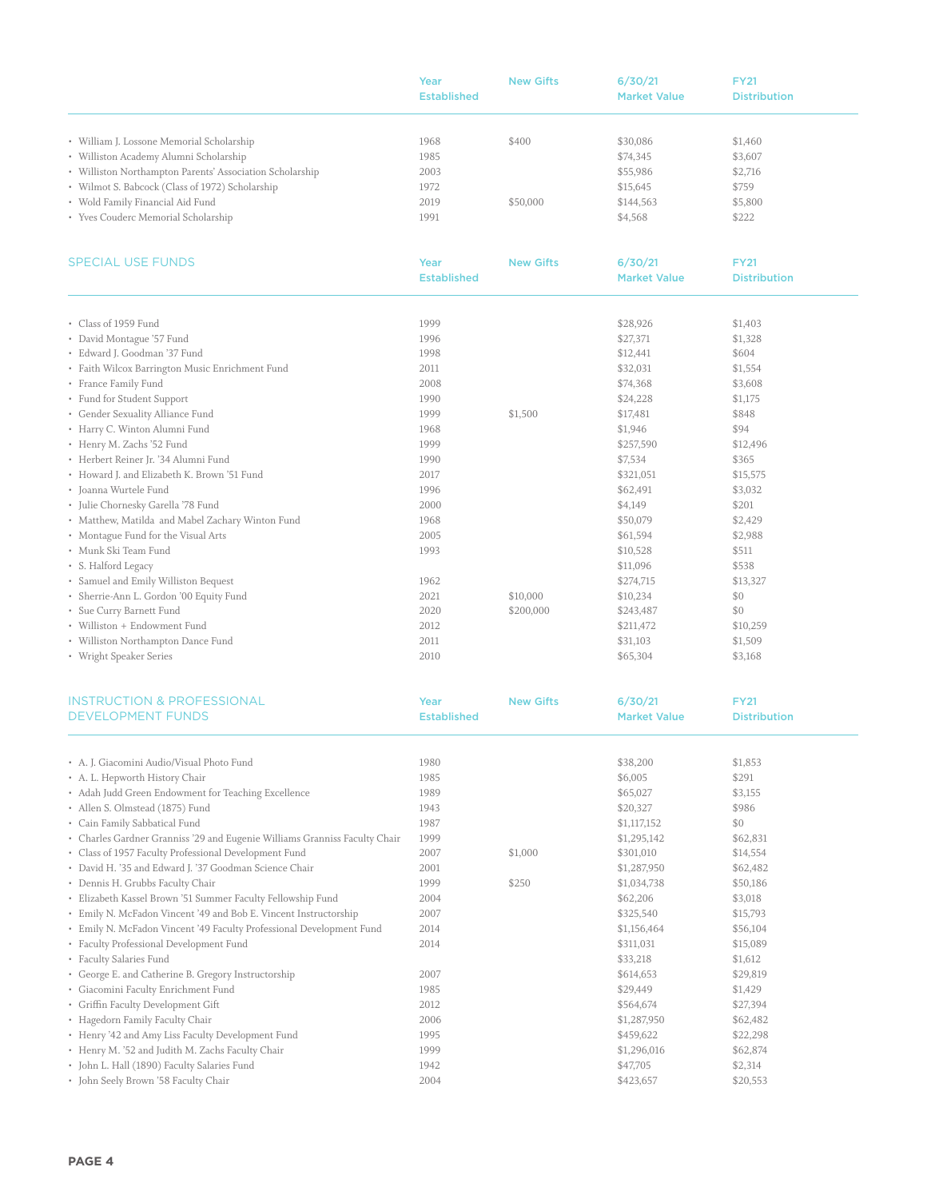| | Year Established | New Gifts | 6/30/21 Market Value | FY21 Distribution |
|---|---|---|---|---|
| • William J. Lossone Memorial Scholarship | 1968 | $400 | $30,086 | $1,460 |
| • Williston Academy Alumni Scholarship | 1985 | | $74,345 | $3,607 |
| • Williston Northampton Parents' Association Scholarship | 2003 | | $55,986 | $2,716 |
| • Wilmot S. Babcock (Class of 1972) Scholarship | 1972 | | $15,645 | $759 |
| • Wold Family Financial Aid Fund | 2019 | $50,000 | $144,563 | $5,800 |
| • Yves Couderc Memorial Scholarship | 1991 | | $4,568 | $222 |

## SPECIAL USE FUNDS

| SPECIAL USE FUNDS | Year Established | New Gifts | 6/30/21 Market Value | FY21 Distribution |
|---|---|---|---|---|
| • Class of 1959 Fund | 1999 | | $28,926 | $1,403 |
| • David Montague '57 Fund | 1996 | | $27,371 | $1,328 |
| • Edward J. Goodman '37 Fund | 1998 | | $12,441 | $604 |
| • Faith Wilcox Barrington Music Enrichment Fund | 2011 | | $32,031 | $1,554 |
| • France Family Fund | 2008 | | $74,368 | $3,608 |
| • Fund for Student Support | 1990 | | $24,228 | $1,175 |
| • Gender Sexuality Alliance Fund | 1999 | $1,500 | $17,481 | $848 |
| • Harry C. Winton Alumni Fund | 1968 | | $1,946 | $94 |
| • Henry M. Zachs '52 Fund | 1999 | | $257,590 | $12,496 |
| • Herbert Reiner Jr. '34 Alumni Fund | 1990 | | $7,534 | $365 |
| • Howard J. and Elizabeth K. Brown '51 Fund | 2017 | | $321,051 | $15,575 |
| • Joanna Wurtele Fund | 1996 | | $62,491 | $3,032 |
| • Julie Chornesky Garella '78 Fund | 2000 | | $4,149 | $201 |
| • Matthew, Matilda and Mabel Zachary Winton Fund | 1968 | | $50,079 | $2,429 |
| • Montague Fund for the Visual Arts | 2005 | | $61,594 | $2,988 |
| • Munk Ski Team Fund | 1993 | | $10,528 | $511 |
| • S. Halford Legacy | | | $11,096 | $538 |
| • Samuel and Emily Williston Bequest | 1962 | | $274,715 | $13,327 |
| • Sherrie-Ann L. Gordon '00 Equity Fund | 2021 | $10,000 | $10,234 | $0 |
| • Sue Curry Barnett Fund | 2020 | $200,000 | $243,487 | $0 |
| • Williston + Endowment Fund | 2012 | | $211,472 | $10,259 |
| • Williston Northampton Dance Fund | 2011 | | $31,103 | $1,509 |
| • Wright Speaker Series | 2010 | | $65,304 | $3,168 |

## INSTRUCTION & PROFESSIONAL DEVELOPMENT FUNDS

| INSTRUCTION & PROFESSIONAL DEVELOPMENT FUNDS | Year Established | New Gifts | 6/30/21 Market Value | FY21 Distribution |
|---|---|---|---|---|
| • A. J. Giacomini Audio/Visual Photo Fund | 1980 | | $38,200 | $1,853 |
| • A. L. Hepworth History Chair | 1985 | | $6,005 | $291 |
| • Adah Judd Green Endowment for Teaching Excellence | 1989 | | $65,027 | $3,155 |
| • Allen S. Olmstead (1875) Fund | 1943 | | $20,327 | $986 |
| • Cain Family Sabbatical Fund | 1987 | | $1,117,152 | $0 |
| • Charles Gardner Granniss '29 and Eugenie Williams Granniss Faculty Chair | 1999 | | $1,295,142 | $62,831 |
| • Class of 1957 Faculty Professional Development Fund | 2007 | $1,000 | $301,010 | $14,554 |
| • David H. '35 and Edward J. '37 Goodman Science Chair | 2001 | | $1,287,950 | $62,482 |
| • Dennis H. Grubbs Faculty Chair | 1999 | $250 | $1,034,738 | $50,186 |
| • Elizabeth Kassel Brown '51 Summer Faculty Fellowship Fund | 2004 | | $62,206 | $3,018 |
| • Emily N. McFadon Vincent '49 and Bob E. Vincent Instructorship | 2007 | | $325,540 | $15,793 |
| • Emily N. McFadon Vincent '49 Faculty Professional Development Fund | 2014 | | $1,156,464 | $56,104 |
| • Faculty Professional Development Fund | 2014 | | $311,031 | $15,089 |
| • Faculty Salaries Fund | | | $33,218 | $1,612 |
| • George E. and Catherine B. Gregory Instructorship | 2007 | | $614,653 | $29,819 |
| • Giacomini Faculty Enrichment Fund | 1985 | | $29,449 | $1,429 |
| • Griffin Faculty Development Gift | 2012 | | $564,674 | $27,394 |
| • Hagedorn Family Faculty Chair | 2006 | | $1,287,950 | $62,482 |
| • Henry '42 and Amy Liss Faculty Development Fund | 1995 | | $459,622 | $22,298 |
| • Henry M. '52 and Judith M. Zachs Faculty Chair | 1999 | | $1,296,016 | $62,874 |
| • John L. Hall (1890) Faculty Salaries Fund | 1942 | | $47,705 | $2,314 |
| • John Seely Brown '58 Faculty Chair | 2004 | | $423,657 | $20,553 |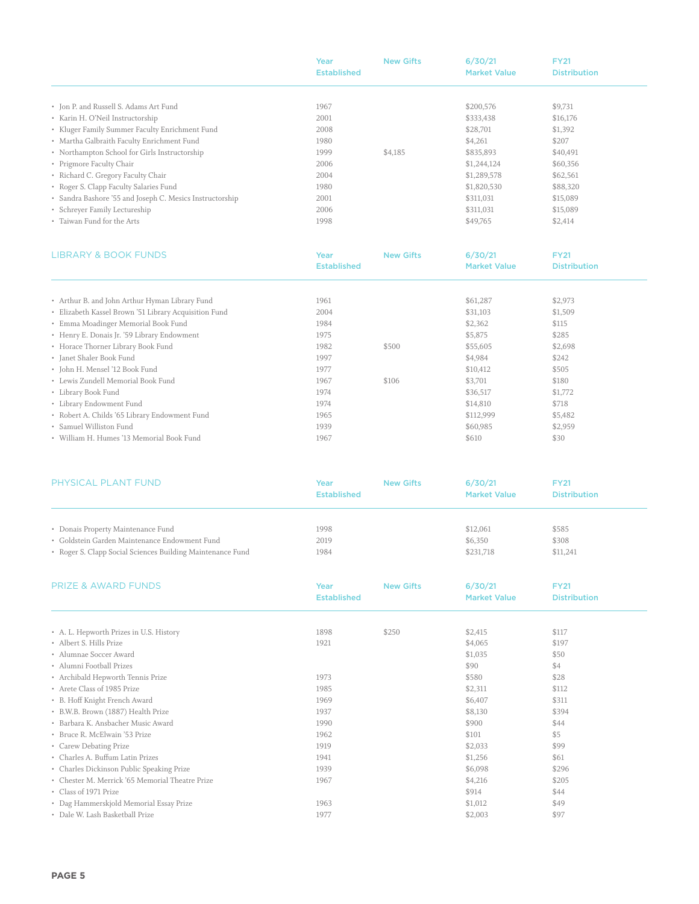| | Year Established | New Gifts | 6/30/21 Market Value | FY21 Distribution |
|---|---|---|---|---|
| • Jon P. and Russell S. Adams Art Fund | 1967 | | $200,576 | $9,731 |
| • Karin H. O'Neil Instructorship | 2001 | | $333,438 | $16,176 |
| • Kluger Family Summer Faculty Enrichment Fund | 2008 | | $28,701 | $1,392 |
| • Martha Galbraith Faculty Enrichment Fund | 1980 | | $4,261 | $207 |
| • Northampton School for Girls Instructorship | 1999 | $4,185 | $835,893 | $40,491 |
| • Prigmore Faculty Chair | 2006 | | $1,244,124 | $60,356 |
| • Richard C. Gregory Faculty Chair | 2004 | | $1,289,578 | $62,561 |
| • Roger S. Clapp Faculty Salaries Fund | 1980 | | $1,820,530 | $88,320 |
| • Sandra Bashore '55 and Joseph C. Mesics Instructorship | 2001 | | $311,031 | $15,089 |
| • Schreyer Family Lectureship | 2006 | | $311,031 | $15,089 |
| • Taiwan Fund for the Arts | 1998 | | $49,765 | $2,414 |

## LIBRARY & BOOK FUNDS

| | Year Established | New Gifts | 6/30/21 Market Value | FY21 Distribution |
|---|---|---|---|---|
| • Arthur B. and John Arthur Hyman Library Fund | 1961 | | $61,287 | $2,973 |
| • Elizabeth Kassel Brown '51 Library Acquisition Fund | 2004 | | $31,103 | $1,509 |
| • Emma Moadinger Memorial Book Fund | 1984 | | $2,362 | $115 |
| • Henry E. Donais Jr. '59 Library Endowment | 1975 | | $5,875 | $285 |
| • Horace Thorner Library Book Fund | 1982 | $500 | $55,605 | $2,698 |
| • Janet Shaler Book Fund | 1997 | | $4,984 | $242 |
| • John H. Mensel '12 Book Fund | 1977 | | $10,412 | $505 |
| • Lewis Zundell Memorial Book Fund | 1967 | $106 | $3,701 | $180 |
| • Library Book Fund | 1974 | | $36,517 | $1,772 |
| • Library Endowment Fund | 1974 | | $14,810 | $718 |
| • Robert A. Childs '65 Library Endowment Fund | 1965 | | $112,999 | $5,482 |
| • Samuel Williston Fund | 1939 | | $60,985 | $2,959 |
| • William H. Humes '13 Memorial Book Fund | 1967 | | $610 | $30 |

## PHYSICAL PLANT FUND

| | Year Established | New Gifts | 6/30/21 Market Value | FY21 Distribution |
|---|---|---|---|---|
| • Donais Property Maintenance Fund | 1998 | | $12,061 | $585 |
| • Goldstein Garden Maintenance Endowment Fund | 2019 | | $6,350 | $308 |
| • Roger S. Clapp Social Sciences Building Maintenance Fund | 1984 | | $231,718 | $11,241 |

## PRIZE & AWARD FUNDS

| | Year Established | New Gifts | 6/30/21 Market Value | FY21 Distribution |
|---|---|---|---|---|
| • A. L. Hepworth Prizes in U.S. History | 1898 | $250 | $2,415 | $117 |
| • Albert S. Hills Prize | 1921 | | $4,065 | $197 |
| • Alumnae Soccer Award | | | $1,035 | $50 |
| • Alumni Football Prizes | | | $90 | $4 |
| • Archibald Hepworth Tennis Prize | 1973 | | $580 | $28 |
| • Arete Class of 1985 Prize | 1985 | | $2,311 | $112 |
| • B. Hoff Knight French Award | 1969 | | $6,407 | $311 |
| • B.W.B. Brown (1887) Health Prize | 1937 | | $8,130 | $394 |
| • Barbara K. Ansbacher Music Award | 1990 | | $900 | $44 |
| • Bruce R. McElwain '53 Prize | 1962 | | $101 | $5 |
| • Carew Debating Prize | 1919 | | $2,033 | $99 |
| • Charles A. Buffum Latin Prizes | 1941 | | $1,256 | $61 |
| • Charles Dickinson Public Speaking Prize | 1939 | | $6,098 | $296 |
| • Chester M. Merrick '65 Memorial Theatre Prize | 1967 | | $4,216 | $205 |
| • Class of 1971 Prize | | | $914 | $44 |
| • Dag Hammerskjold Memorial Essay Prize | 1963 | | $1,012 | $49 |
| • Dale W. Lash Basketball Prize | 1977 | | $2,003 | $97 |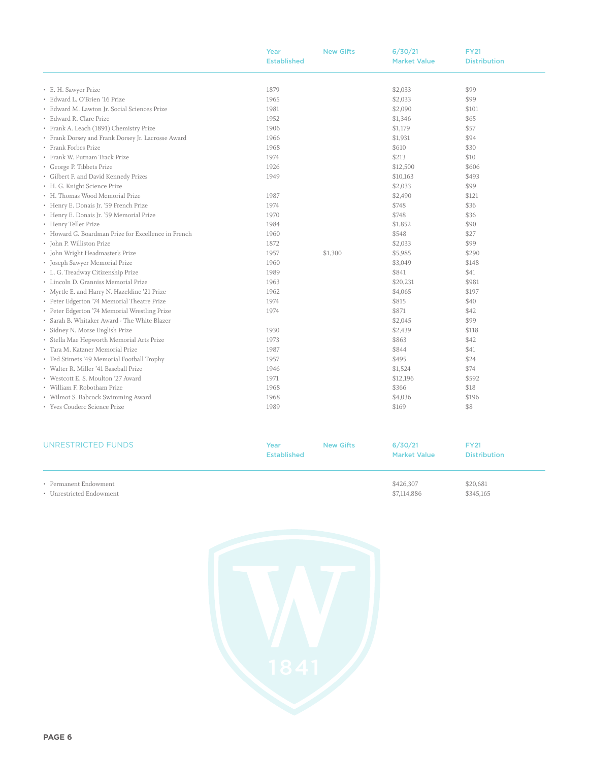| | Year Established | New Gifts | 6/30/21 Market Value | FY21 Distribution |
|---|---|---|---|---|
| • E. H. Sawyer Prize | 1879 | | $2,033 | $99 |
| • Edward L. O'Brien '16 Prize | 1965 | | $2,033 | $99 |
| • Edward M. Lawton Jr. Social Sciences Prize | 1981 | | $2,090 | $101 |
| • Edward R. Clare Prize | 1952 | | $1,346 | $65 |
| • Frank A. Leach (1891) Chemistry Prize | 1906 | | $1,179 | $57 |
| • Frank Dorsey and Frank Dorsey Jr. Lacrosse Award | 1966 | | $1,931 | $94 |
| • Frank Forbes Prize | 1968 | | $610 | $30 |
| • Frank W. Putnam Track Prize | 1974 | | $213 | $10 |
| • George P. Tibbets Prize | 1926 | | $12,500 | $606 |
| • Gilbert F. and David Kennedy Prizes | 1949 | | $10,163 | $493 |
| • H. G. Knight Science Prize | | | $2,033 | $99 |
| • H. Thomas Wood Memorial Prize | 1987 | | $2,490 | $121 |
| • Henry E. Donais Jr. '59 French Prize | 1974 | | $748 | $36 |
| • Henry E. Donais Jr. '59 Memorial Prize | 1970 | | $748 | $36 |
| • Henry Teller Prize | 1984 | | $1,852 | $90 |
| • Howard G. Boardman Prize for Excellence in French | 1960 | | $548 | $27 |
| • John P. Williston Prize | 1872 | | $2,033 | $99 |
| • John Wright Headmaster's Prize | 1957 | $1,300 | $5,985 | $290 |
| • Joseph Sawyer Memorial Prize | 1960 | | $3,049 | $148 |
| • L. G. Treadway Citizenship Prize | 1989 | | $841 | $41 |
| • Lincoln D. Granniss Memorial Prize | 1963 | | $20,231 | $981 |
| • Myrtle E. and Harry N. Hazeldine '21 Prize | 1962 | | $4,065 | $197 |
| • Peter Edgerton '74 Memorial Theatre Prize | 1974 | | $815 | $40 |
| • Peter Edgerton '74 Memorial Wrestling Prize | 1974 | | $871 | $42 |
| • Sarah B. Whitaker Award - The White Blazer | | | $2,045 | $99 |
| • Sidney N. Morse English Prize | 1930 | | $2,439 | $118 |
| • Stella Mae Hepworth Memorial Arts Prize | 1973 | | $863 | $42 |
| • Tara M. Katzner Memorial Prize | 1987 | | $844 | $41 |
| • Ted Stimets '49 Memorial Football Trophy | 1957 | | $495 | $24 |
| • Walter R. Miller '41 Baseball Prize | 1946 | | $1,524 | $74 |
| • Westcott E. S. Moulton '27 Award | 1971 | | $12,196 | $592 |
| • William F. Robotham Prize | 1968 | | $366 | $18 |
| • Wilmot S. Babcock Swimming Award | 1968 | | $4,036 | $196 |
| • Yves Couderc Science Prize | 1989 | | $169 | $8 |

| UNRESTRICTED FUNDS | Year Established | New Gifts | 6/30/21 Market Value | FY21 Distribution |
|---|---|---|---|---|
| • Permanent Endowment | | | $426,307 | $20,681 |
| • Unrestricted Endowment | | | $7,114,886 | $345,165 |